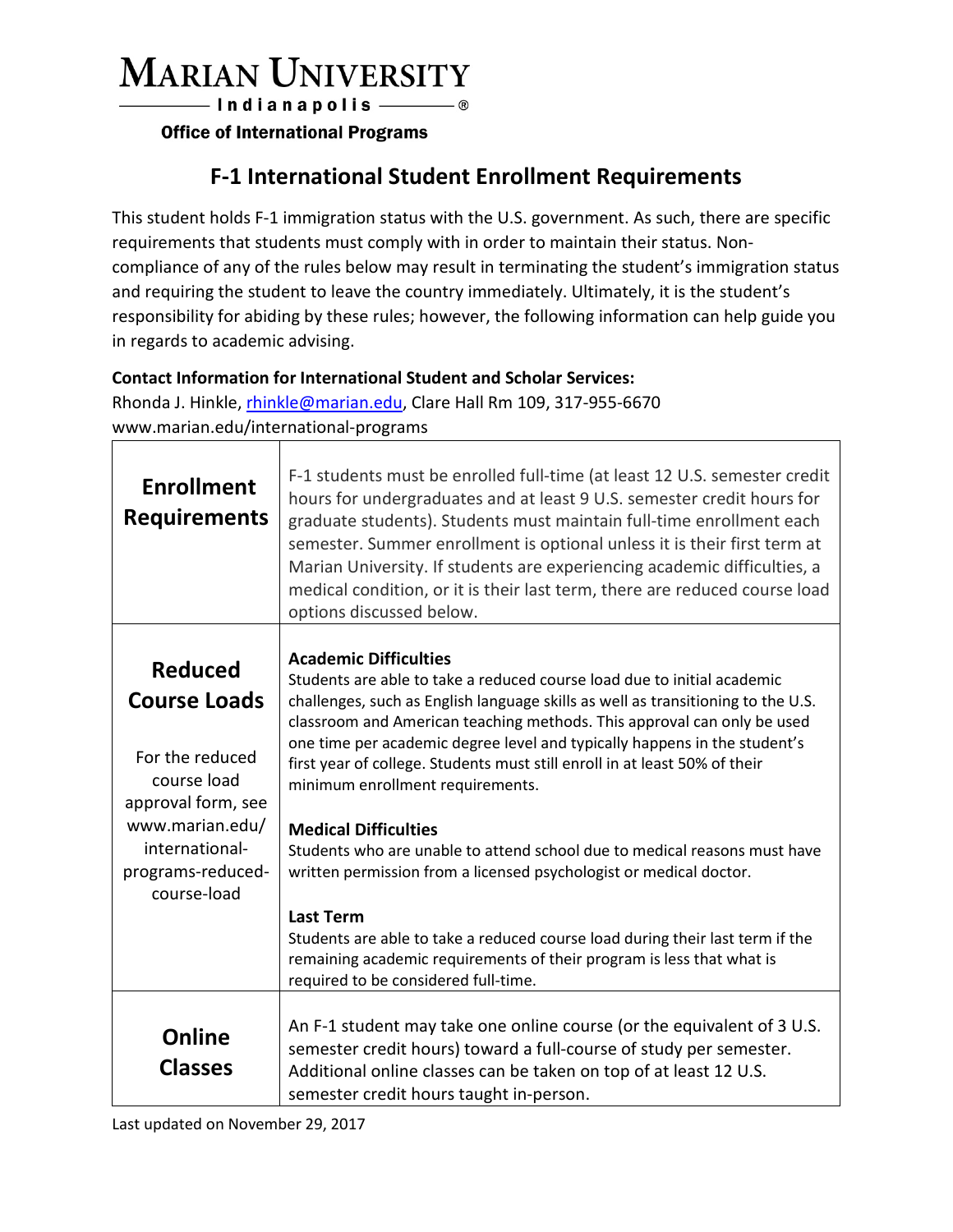# MARIAN UNIVERSITY

Indianapolis ®

**Office of International Programs**

## F-1 International Student Enrollment Requirements

This student holds F-1 immigration status with the U.S. government. As such, there are specific requirements that students must comply with in order to maintain their status. Non-compliance of any of the rules below may result in terminating the student's immigration status and requiring the student to leave the country immediately. Ultimately, it is the student's responsibility for abiding by these rules; however, the following information can help guide you in regards to academic advising.

**Contact Information for International Student and Scholar Services:**
Rhonda J. Hinkle, rhinkle@marian.edu, Clare Hall Rm 109, 317-955-6670
www.marian.edu/international-programs

| | |
|---|---|
| **Enrollment Requirements** | F-1 students must be enrolled full-time (at least 12 U.S. semester credit hours for undergraduates and at least 9 U.S. semester credit hours for graduate students). Students must maintain full-time enrollment each semester. Summer enrollment is optional unless it is their first term at Marian University. If students are experiencing academic difficulties, a medical condition, or it is their last term, there are reduced course load options discussed below. |
| **Reduced Course Loads**<br><br>For the reduced course load approval form, see www.marian.edu/international-programs-reduced-course-load | **Academic Difficulties**<br>Students are able to take a reduced course load due to initial academic challenges, such as English language skills as well as transitioning to the U.S. classroom and American teaching methods. This approval can only be used one time per academic degree level and typically happens in the student's first year of college. Students must still enroll in at least 50% of their minimum enrollment requirements.<br><br>**Medical Difficulties**<br>Students who are unable to attend school due to medical reasons must have written permission from a licensed psychologist or medical doctor.<br><br>**Last Term**<br>Students are able to take a reduced course load during their last term if the remaining academic requirements of their program is less that what is required to be considered full-time. |
| **Online Classes** | An F-1 student may take one online course (or the equivalent of 3 U.S. semester credit hours) toward a full-course of study per semester. Additional online classes can be taken on top of at least 12 U.S. semester credit hours taught in-person. |

Last updated on November 29, 2017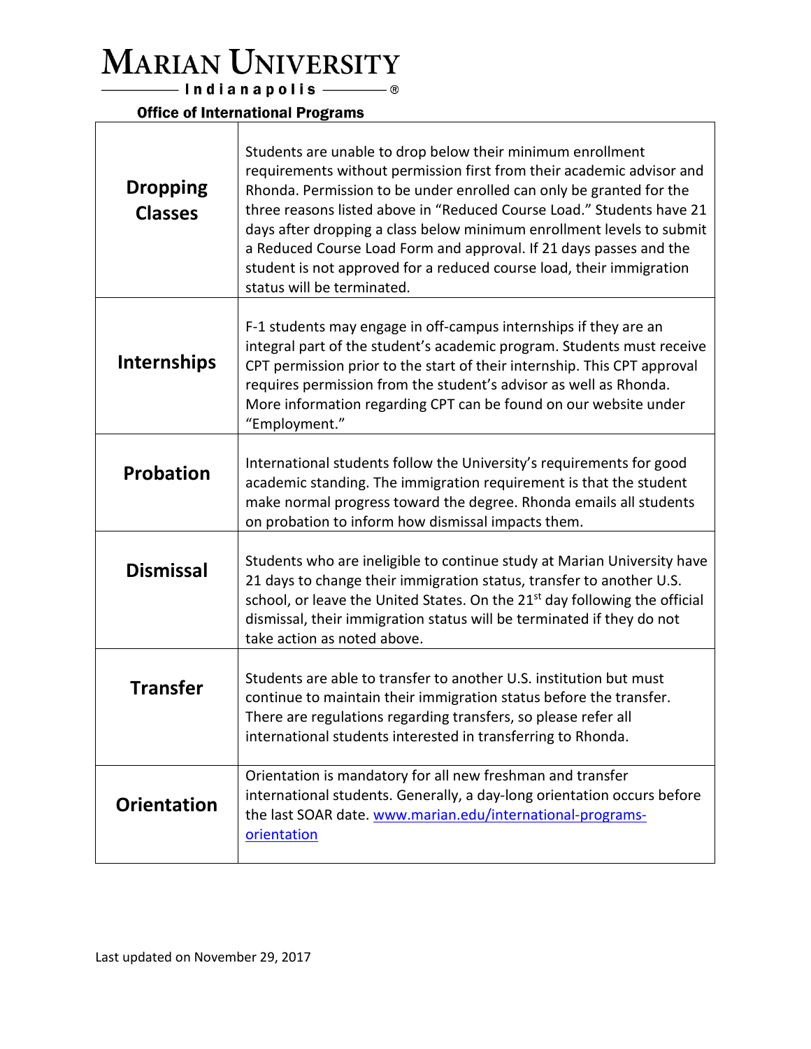# Marian University

Indianapolis

**Office of International Programs**

| | |
|---|---|
| **Dropping Classes** | Students are unable to drop below their minimum enrollment requirements without permission first from their academic advisor and Rhonda. Permission to be under enrolled can only be granted for the three reasons listed above in "Reduced Course Load." Students have 21 days after dropping a class below minimum enrollment levels to submit a Reduced Course Load Form and approval. If 21 days passes and the student is not approved for a reduced course load, their immigration status will be terminated. |
| **Internships** | F-1 students may engage in off-campus internships if they are an integral part of the student's academic program. Students must receive CPT permission prior to the start of their internship. This CPT approval requires permission from the student's advisor as well as Rhonda. More information regarding CPT can be found on our website under "Employment." |
| **Probation** | International students follow the University's requirements for good academic standing. The immigration requirement is that the student make normal progress toward the degree. Rhonda emails all students on probation to inform how dismissal impacts them. |
| **Dismissal** | Students who are ineligible to continue study at Marian University have 21 days to change their immigration status, transfer to another U.S. school, or leave the United States. On the 21st day following the official dismissal, their immigration status will be terminated if they do not take action as noted above. |
| **Transfer** | Students are able to transfer to another U.S. institution but must continue to maintain their immigration status before the transfer. There are regulations regarding transfers, so please refer all international students interested in transferring to Rhonda. |
| **Orientation** | Orientation is mandatory for all new freshman and transfer international students. Generally, a day-long orientation occurs before the last SOAR date. [www.marian.edu/international-programs-orientation](www.marian.edu/international-programs-orientation) |

Last updated on November 29, 2017